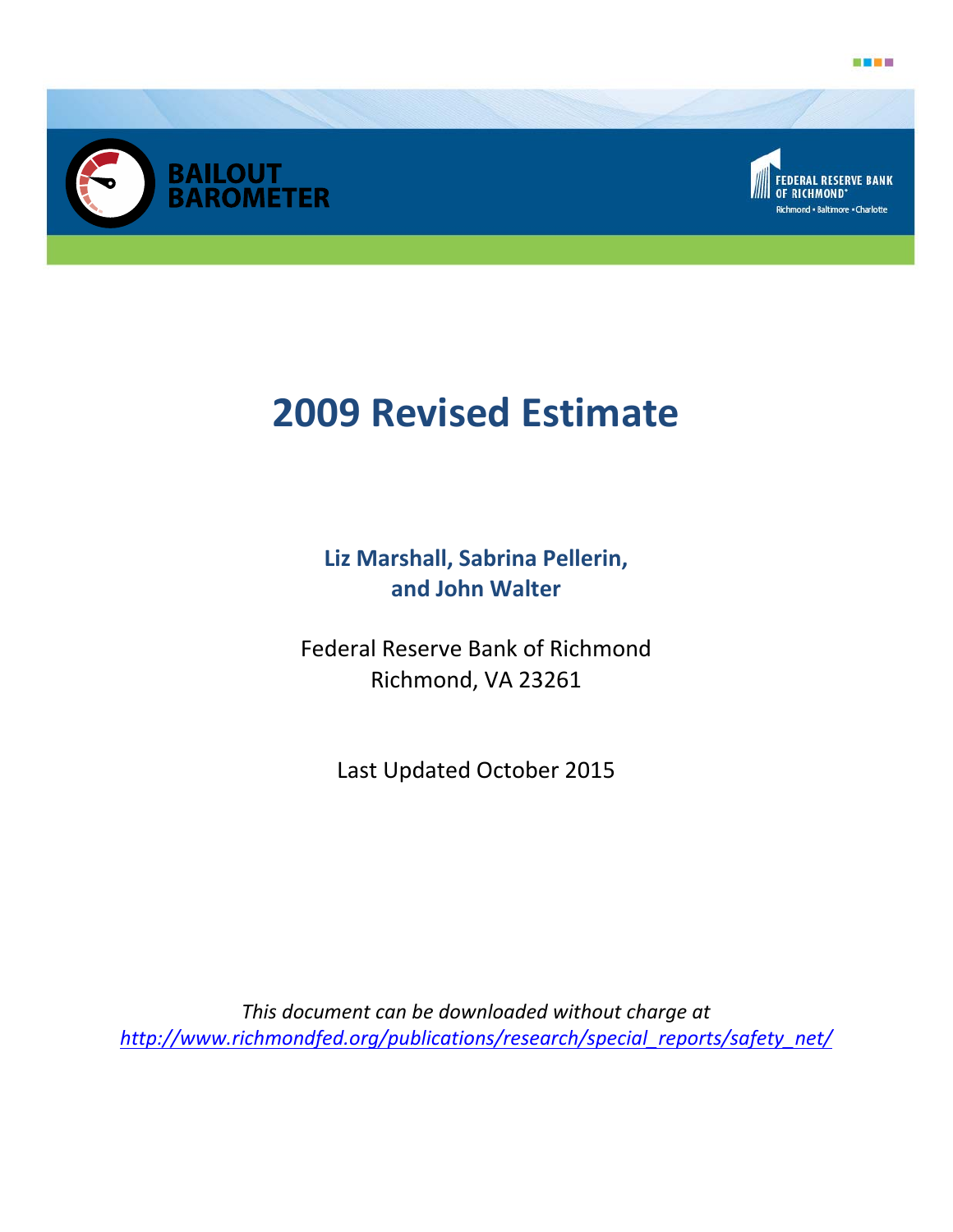BAILOUT BAROMETER

FEDERAL RESERVE BANK OF RICHMOND

Richmond • Baltimore • Charlotte

# 2009 Revised Estimate

**Liz Marshall, Sabrina Pellerin, and John Walter**

Federal Reserve Bank of Richmond
Richmond, VA 23261

Last Updated October 2015

*This document can be downloaded without charge at*
*http://www.richmondfed.org/publications/research/special_reports/safety_net/*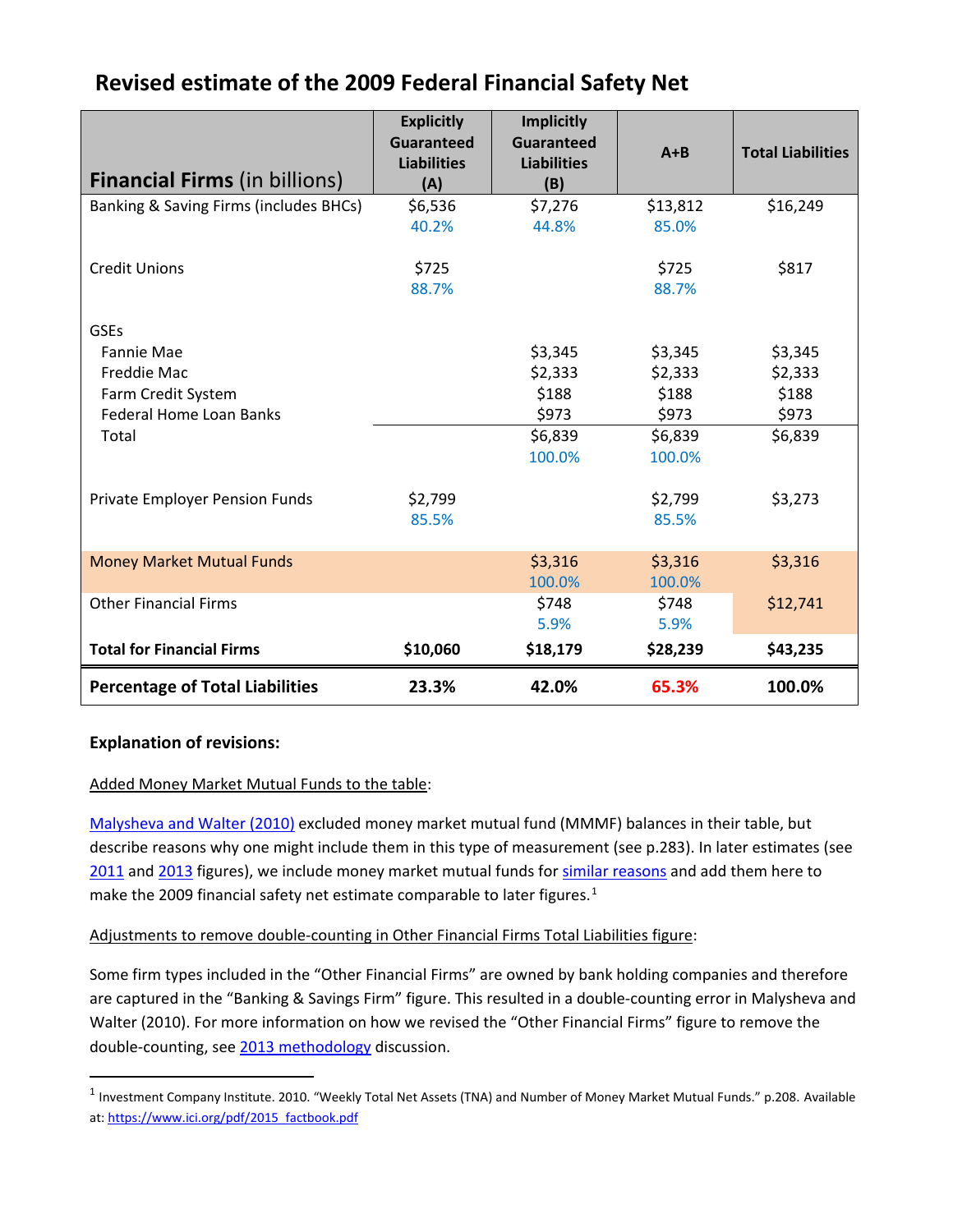# Revised estimate of the 2009 Federal Financial Safety Net

| **Financial Firms** (in billions) | **Explicitly Guaranteed Liabilities (A)** | **Implicitly Guaranteed Liabilities (B)** | **A+B** | **Total Liabilities** |
|---|---|---|---|---|
| Banking & Saving Firms (includes BHCs) | $6,536<br>40.2% | $7,276<br>44.8% | $13,812<br>85.0% | $16,249 |
| Credit Unions | $725<br>88.7% | | $725<br>88.7% | $817 |
| GSEs | | | | |
| Fannie Mae | | $3,345 | $3,345 | $3,345 |
| Freddie Mac | | $2,333 | $2,333 | $2,333 |
| Farm Credit System | | $188 | $188 | $188 |
| Federal Home Loan Banks | | $973 | $973 | $973 |
| Total | | $6,839<br>100.0% | $6,839<br>100.0% | $6,839 |
| Private Employer Pension Funds | $2,799<br>85.5% | | $2,799<br>85.5% | $3,273 |
| Money Market Mutual Funds | | $3,316<br>100.0% | $3,316<br>100.0% | $3,316 |
| Other Financial Firms | | $748<br>5.9% | $748<br>5.9% | $12,741 |
| **Total for Financial Firms** | **$10,060** | **$18,179** | **$28,239** | **$43,235** |
| **Percentage of Total Liabilities** | **23.3%** | **42.0%** | **65.3%** | **100.0%** |

**Explanation of revisions:**

Added Money Market Mutual Funds to the table:

Malysheva and Walter (2010) excluded money market mutual fund (MMMF) balances in their table, but describe reasons why one might include them in this type of measurement (see p.283). In later estimates (see 2011 and 2013 figures), we include money market mutual funds for similar reasons and add them here to make the 2009 financial safety net estimate comparable to later figures.[1]

Adjustments to remove double-counting in Other Financial Firms Total Liabilities figure:

Some firm types included in the "Other Financial Firms" are owned by bank holding companies and therefore are captured in the "Banking & Savings Firm" figure. This resulted in a double-counting error in Malysheva and Walter (2010). For more information on how we revised the "Other Financial Firms" figure to remove the double-counting, see 2013 methodology discussion.

---

[1] Investment Company Institute. 2010. "Weekly Total Net Assets (TNA) and Number of Money Market Mutual Funds." p.208. Available at: https://www.ici.org/pdf/2015_factbook.pdf